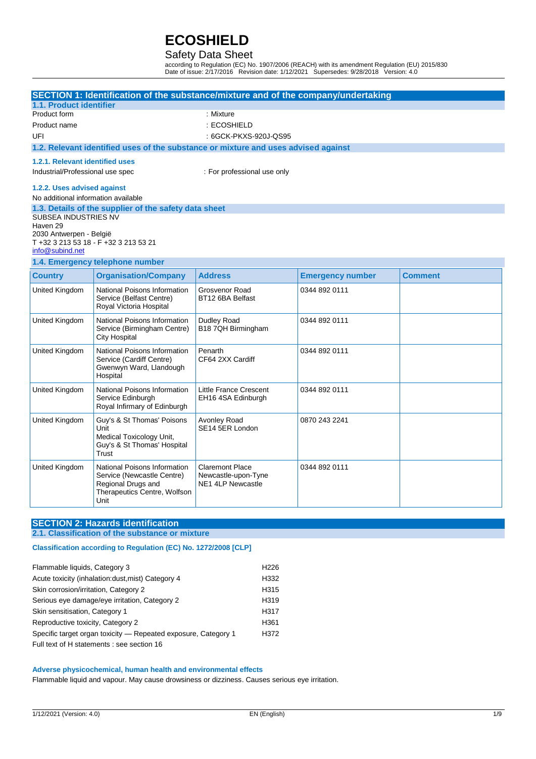# ECOSHIELD

## Safety Data Sheet

according to Regulation (EC) No. 1907/2006 (REACH) with its amendment Regulation (EU) 2015/830
Date of issue: 2/17/2016 Revision date: 1/12/2021 Supersedes: 9/28/2018 Version: 4.0

## SECTION 1: Identification of the substance/mixture and of the company/undertaking

### 1.1. Product identifier

Product form : Mixture

Product name : ECOSHIELD

UFI : 6GCK-PKXS-920J-QS95

### 1.2. Relevant identified uses of the substance or mixture and uses advised against

#### 1.2.1. Relevant identified uses

Industrial/Professional use spec : For professional use only

#### 1.2.2. Uses advised against

No additional information available

### 1.3. Details of the supplier of the safety data sheet

SUBSEA INDUSTRIES NV
Haven 29
2030 Antwerpen - België
T +32 3 213 53 18 - F +32 3 213 53 21
info@subind.net

### 1.4. Emergency telephone number

| Country | Organisation/Company | Address | Emergency number | Comment |
|---|---|---|---|---|
| United Kingdom | National Poisons Information Service (Belfast Centre) Royal Victoria Hospital | Grosvenor Road BT12 6BA Belfast | 0344 892 0111 | |
| United Kingdom | National Poisons Information Service (Birmingham Centre) City Hospital | Dudley Road B18 7QH Birmingham | 0344 892 0111 | |
| United Kingdom | National Poisons Information Service (Cardiff Centre) Gwenwyn Ward, Llandough Hospital | Penarth CF64 2XX Cardiff | 0344 892 0111 | |
| United Kingdom | National Poisons Information Service Edinburgh Royal Infirmary of Edinburgh | Little France Crescent EH16 4SA Edinburgh | 0344 892 0111 | |
| United Kingdom | Guy's & St Thomas' Poisons Unit Medical Toxicology Unit, Guy's & St Thomas' Hospital Trust | Avonley Road SE14 5ER London | 0870 243 2241 | |
| United Kingdom | National Poisons Information Service (Newcastle Centre) Regional Drugs and Therapeutics Centre, Wolfson Unit | Claremont Place Newcastle-upon-Tyne NE1 4LP Newcastle | 0344 892 0111 | |

## SECTION 2: Hazards identification

### 2.1. Classification of the substance or mixture

#### Classification according to Regulation (EC) No. 1272/2008 [CLP]

| | |
|---|---|
| Flammable liquids, Category 3 | H226 |
| Acute toxicity (inhalation:dust,mist) Category 4 | H332 |
| Skin corrosion/irritation, Category 2 | H315 |
| Serious eye damage/eye irritation, Category 2 | H319 |
| Skin sensitisation, Category 1 | H317 |
| Reproductive toxicity, Category 2 | H361 |
| Specific target organ toxicity — Repeated exposure, Category 1 | H372 |

Full text of H statements : see section 16

#### Adverse physicochemical, human health and environmental effects

Flammable liquid and vapour. May cause drowsiness or dizziness. Causes serious eye irritation.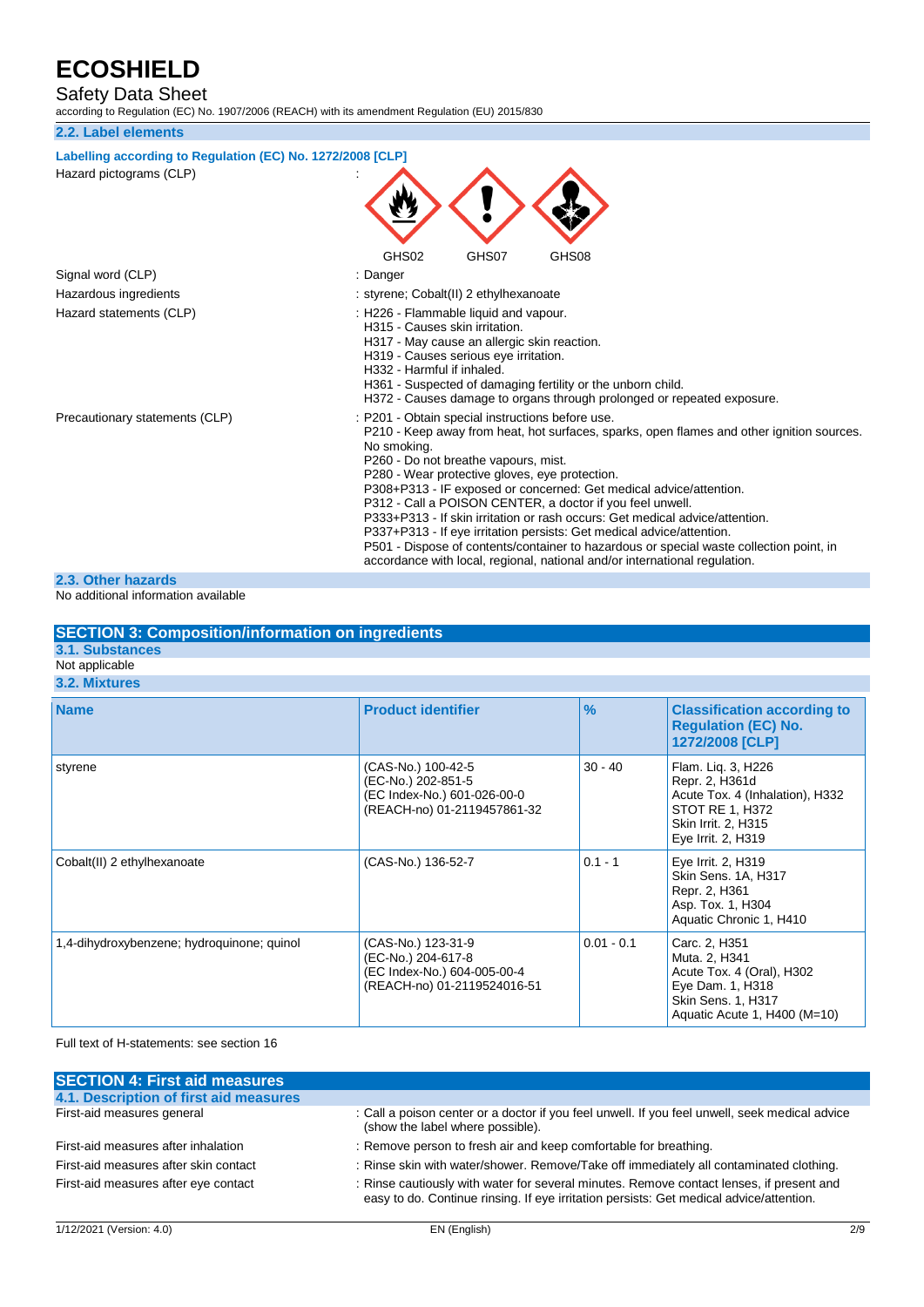### 2.2. Label elements

**Labelling according to Regulation (EC) No. 1272/2008 [CLP]**

Hazard pictograms (CLP) :

GHS02 GHS07 GHS08

Signal word (CLP) : Danger

Hazardous ingredients : styrene; Cobalt(II) 2 ethylhexanoate

Hazard statements (CLP) : H226 - Flammable liquid and vapour.
H315 - Causes skin irritation.
H317 - May cause an allergic skin reaction.
H319 - Causes serious eye irritation.
H332 - Harmful if inhaled.
H361 - Suspected of damaging fertility or the unborn child.
H372 - Causes damage to organs through prolonged or repeated exposure.

Precautionary statements (CLP) : P201 - Obtain special instructions before use.
P210 - Keep away from heat, hot surfaces, sparks, open flames and other ignition sources. No smoking.
P260 - Do not breathe vapours, mist.
P280 - Wear protective gloves, eye protection.
P308+P313 - IF exposed or concerned: Get medical advice/attention.
P312 - Call a POISON CENTER, a doctor if you feel unwell.
P333+P313 - If skin irritation or rash occurs: Get medical advice/attention.
P337+P313 - If eye irritation persists: Get medical advice/attention.
P501 - Dispose of contents/container to hazardous or special waste collection point, in accordance with local, regional, national and/or international regulation.

### 2.3. Other hazards

No additional information available

## SECTION 3: Composition/information on ingredients

### 3.1. Substances

Not applicable

### 3.2. Mixtures

| Name | Product identifier | % | Classification according to Regulation (EC) No. 1272/2008 [CLP] |
|---|---|---|---|
| styrene | (CAS-No.) 100-42-5<br>(EC-No.) 202-851-5<br>(EC Index-No.) 601-026-00-0<br>(REACH-no) 01-2119457861-32 | 30 - 40 | Flam. Liq. 3, H226<br>Repr. 2, H361d<br>Acute Tox. 4 (Inhalation), H332<br>STOT RE 1, H372<br>Skin Irrit. 2, H315<br>Eye Irrit. 2, H319 |
| Cobalt(II) 2 ethylhexanoate | (CAS-No.) 136-52-7 | 0.1 - 1 | Eye Irrit. 2, H319<br>Skin Sens. 1A, H317<br>Repr. 2, H361<br>Asp. Tox. 1, H304<br>Aquatic Chronic 1, H410 |
| 1,4-dihydroxybenzene; hydroquinone; quinol | (CAS-No.) 123-31-9<br>(EC-No.) 204-617-8<br>(EC Index-No.) 604-005-00-4<br>(REACH-no) 01-2119524016-51 | 0.01 - 0.1 | Carc. 2, H351<br>Muta. 2, H341<br>Acute Tox. 4 (Oral), H302<br>Eye Dam. 1, H318<br>Skin Sens. 1, H317<br>Aquatic Acute 1, H400 (M=10) |

Full text of H-statements: see section 16

## SECTION 4: First aid measures

### 4.1. Description of first aid measures

First-aid measures general : Call a poison center or a doctor if you feel unwell. If you feel unwell, seek medical advice (show the label where possible).

First-aid measures after inhalation : Remove person to fresh air and keep comfortable for breathing.

First-aid measures after skin contact : Rinse skin with water/shower. Remove/Take off immediately all contaminated clothing.

First-aid measures after eye contact : Rinse cautiously with water for several minutes. Remove contact lenses, if present and easy to do. Continue rinsing. If eye irritation persists: Get medical advice/attention.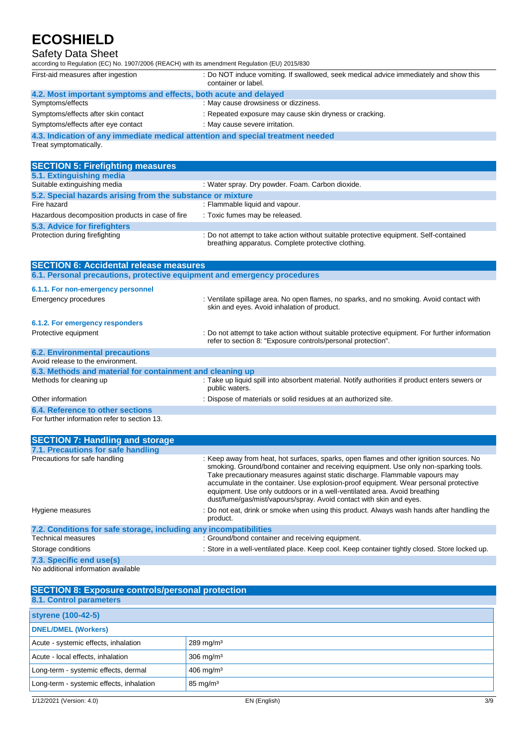| | |
|---|---|
| First-aid measures after ingestion | : Do NOT induce vomiting. If swallowed, seek medical advice immediately and show this container or label. |

### 4.2. Most important symptoms and effects, both acute and delayed

| | |
|---|---|
| Symptoms/effects | : May cause drowsiness or dizziness. |
| Symptoms/effects after skin contact | : Repeated exposure may cause skin dryness or cracking. |
| Symptoms/effects after eye contact | : May cause severe irritation. |

### 4.3. Indication of any immediate medical attention and special treatment needed

Treat symptomatically.

## SECTION 5: Firefighting measures

### 5.1. Extinguishing media

| | |
|---|---|
| Suitable extinguishing media | : Water spray. Dry powder. Foam. Carbon dioxide. |

### 5.2. Special hazards arising from the substance or mixture

| | |
|---|---|
| Fire hazard | : Flammable liquid and vapour. |
| Hazardous decomposition products in case of fire | : Toxic fumes may be released. |

### 5.3. Advice for firefighters

| | |
|---|---|
| Protection during firefighting | : Do not attempt to take action without suitable protective equipment. Self-contained breathing apparatus. Complete protective clothing. |

## SECTION 6: Accidental release measures

### 6.1. Personal precautions, protective equipment and emergency procedures

#### 6.1.1. For non-emergency personnel

| | |
|---|---|
| Emergency procedures | : Ventilate spillage area. No open flames, no sparks, and no smoking. Avoid contact with skin and eyes. Avoid inhalation of product. |

#### 6.1.2. For emergency responders

| | |
|---|---|
| Protective equipment | : Do not attempt to take action without suitable protective equipment. For further information refer to section 8: "Exposure controls/personal protection". |

### 6.2. Environmental precautions

Avoid release to the environment.

### 6.3. Methods and material for containment and cleaning up

| | |
|---|---|
| Methods for cleaning up | : Take up liquid spill into absorbent material. Notify authorities if product enters sewers or public waters. |
| Other information | : Dispose of materials or solid residues at an authorized site. |

### 6.4. Reference to other sections

For further information refer to section 13.

## SECTION 7: Handling and storage

### 7.1. Precautions for safe handling

| | |
|---|---|
| Precautions for safe handling | : Keep away from heat, hot surfaces, sparks, open flames and other ignition sources. No smoking. Ground/bond container and receiving equipment. Use only non-sparking tools. Take precautionary measures against static discharge. Flammable vapours may accumulate in the container. Use explosion-proof equipment. Wear personal protective equipment. Use only outdoors or in a well-ventilated area. Avoid breathing dust/fume/gas/mist/vapours/spray. Avoid contact with skin and eyes. |
| Hygiene measures | : Do not eat, drink or smoke when using this product. Always wash hands after handling the product. |

### 7.2. Conditions for safe storage, including any incompatibilities

| | |
|---|---|
| Technical measures | : Ground/bond container and receiving equipment. |
| Storage conditions | : Store in a well-ventilated place. Keep cool. Keep container tightly closed. Store locked up. |

### 7.3. Specific end use(s)

No additional information available

## SECTION 8: Exposure controls/personal protection

### 8.1. Control parameters

| styrene (100-42-5) | |
|---|---|
| **DNEL/DMEL (Workers)** | |
| Acute - systemic effects, inhalation | 289 mg/m³ |
| Acute - local effects, inhalation | 306 mg/m³ |
| Long-term - systemic effects, dermal | 406 mg/m³ |
| Long-term - systemic effects, inhalation | 85 mg/m³ |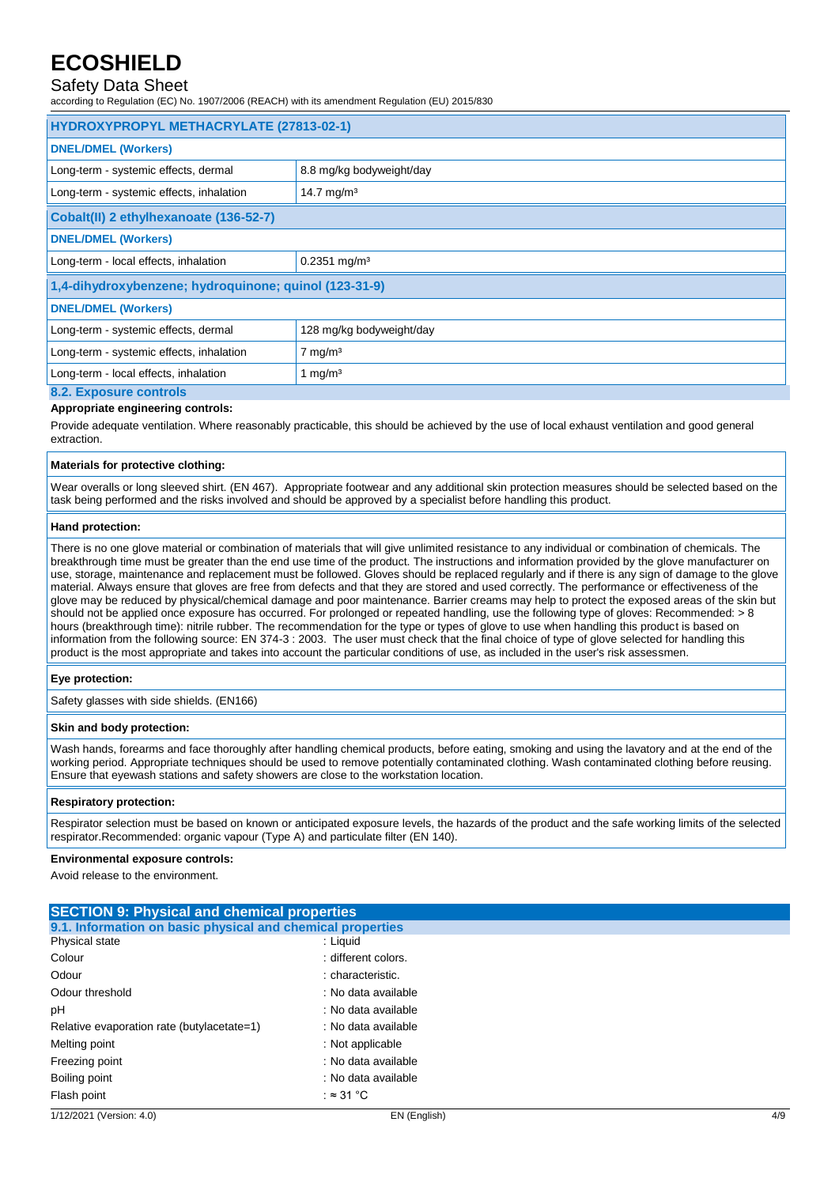| HYDROXYPROPYL METHACRYLATE (27813-02-1) | |
|---|---|
| **DNEL/DMEL (Workers)** | |
| Long-term - systemic effects, dermal | 8.8 mg/kg bodyweight/day |
| Long-term - systemic effects, inhalation | 14.7 mg/m³ |

| Cobalt(II) 2 ethylhexanoate (136-52-7) | |
|---|---|
| **DNEL/DMEL (Workers)** | |
| Long-term - local effects, inhalation | 0.2351 mg/m³ |

| 1,4-dihydroxybenzene; hydroquinone; quinol (123-31-9) | |
|---|---|
| **DNEL/DMEL (Workers)** | |
| Long-term - systemic effects, dermal | 128 mg/kg bodyweight/day |
| Long-term - systemic effects, inhalation | 7 mg/m³ |
| Long-term - local effects, inhalation | 1 mg/m³ |

### 8.2. Exposure controls

**Appropriate engineering controls:**

Provide adequate ventilation. Where reasonably practicable, this should be achieved by the use of local exhaust ventilation and good general extraction.

**Materials for protective clothing:**

Wear overalls or long sleeved shirt. (EN 467). Appropriate footwear and any additional skin protection measures should be selected based on the task being performed and the risks involved and should be approved by a specialist before handling this product.

**Hand protection:**

There is no one glove material or combination of materials that will give unlimited resistance to any individual or combination of chemicals. The breakthrough time must be greater than the end use time of the product. The instructions and information provided by the glove manufacturer on use, storage, maintenance and replacement must be followed. Gloves should be replaced regularly and if there is any sign of damage to the glove material. Always ensure that gloves are free from defects and that they are stored and used correctly. The performance or effectiveness of the glove may be reduced by physical/chemical damage and poor maintenance. Barrier creams may help to protect the exposed areas of the skin but should not be applied once exposure has occurred. For prolonged or repeated handling, use the following type of gloves: Recommended: > 8 hours (breakthrough time): nitrile rubber. The recommendation for the type or types of glove to use when handling this product is based on information from the following source: EN 374-3 : 2003. The user must check that the final choice of type of glove selected for handling this product is the most appropriate and takes into account the particular conditions of use, as included in the user's risk assessmen.

**Eye protection:**

Safety glasses with side shields. (EN166)

**Skin and body protection:**

Wash hands, forearms and face thoroughly after handling chemical products, before eating, smoking and using the lavatory and at the end of the working period. Appropriate techniques should be used to remove potentially contaminated clothing. Wash contaminated clothing before reusing. Ensure that eyewash stations and safety showers are close to the workstation location.

**Respiratory protection:**

Respirator selection must be based on known or anticipated exposure levels, the hazards of the product and the safe working limits of the selected respirator.Recommended: organic vapour (Type A) and particulate filter (EN 140).

**Environmental exposure controls:**

Avoid release to the environment.

## SECTION 9: Physical and chemical properties

### 9.1. Information on basic physical and chemical properties

| | |
|---|---|
| Physical state | : Liquid |
| Colour | : different colors. |
| Odour | : characteristic. |
| Odour threshold | : No data available |
| pH | : No data available |
| Relative evaporation rate (butylacetate=1) | : No data available |
| Melting point | : Not applicable |
| Freezing point | : No data available |
| Boiling point | : No data available |
| Flash point | : ≈ 31 °C |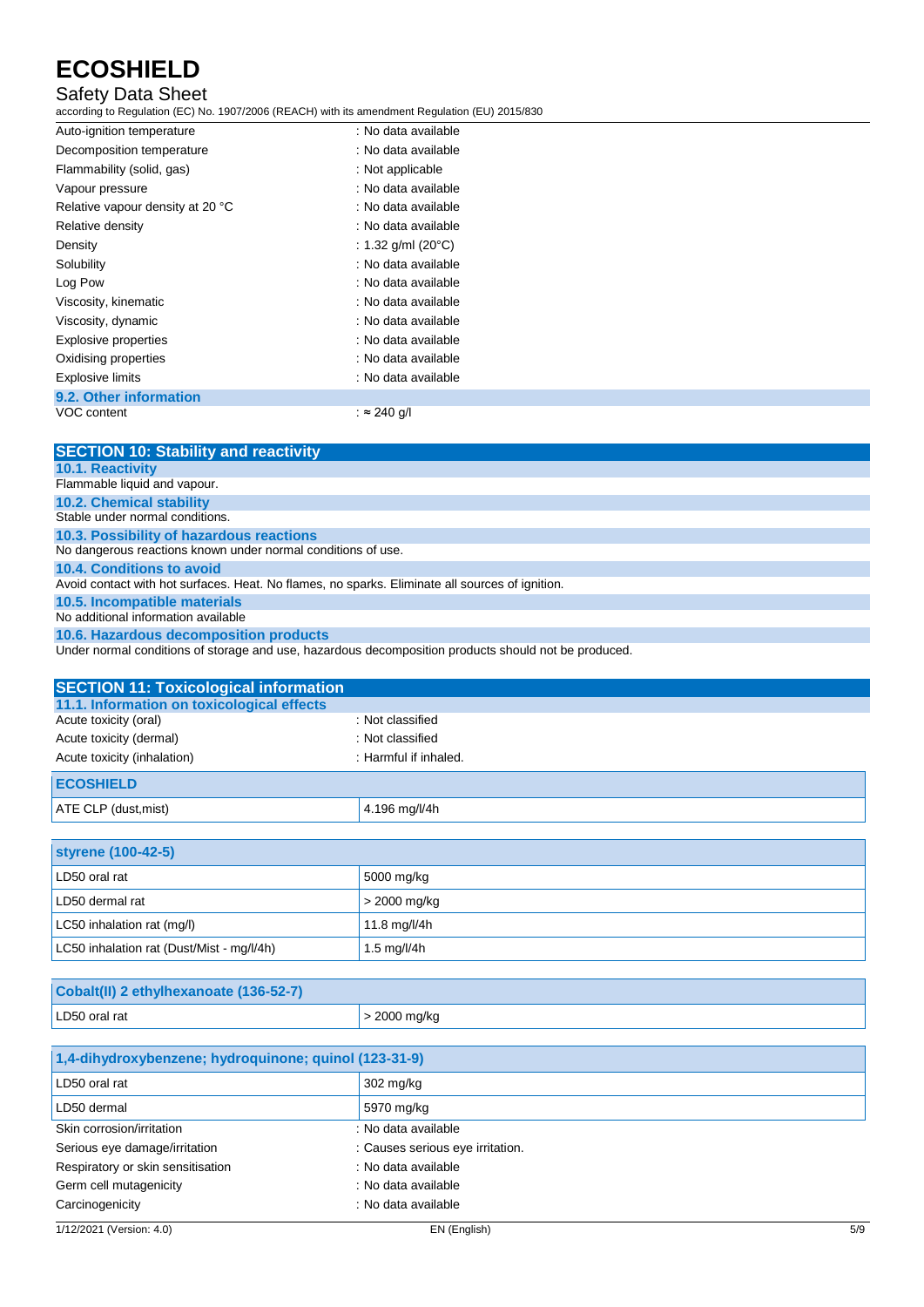| | |
|---|---|
| Auto-ignition temperature | : No data available |
| Decomposition temperature | : No data available |
| Flammability (solid, gas) | : Not applicable |
| Vapour pressure | : No data available |
| Relative vapour density at 20 °C | : No data available |
| Relative density | : No data available |
| Density | : 1.32 g/ml (20°C) |
| Solubility | : No data available |
| Log Pow | : No data available |
| Viscosity, kinematic | : No data available |
| Viscosity, dynamic | : No data available |
| Explosive properties | : No data available |
| Oxidising properties | : No data available |
| Explosive limits | : No data available |

### 9.2. Other information

| | |
|---|---|
| VOC content | : ≈ 240 g/l |

## SECTION 10: Stability and reactivity

### 10.1. Reactivity

Flammable liquid and vapour.

### 10.2. Chemical stability

Stable under normal conditions.

### 10.3. Possibility of hazardous reactions

No dangerous reactions known under normal conditions of use.

### 10.4. Conditions to avoid

Avoid contact with hot surfaces. Heat. No flames, no sparks. Eliminate all sources of ignition.

### 10.5. Incompatible materials

No additional information available

### 10.6. Hazardous decomposition products

Under normal conditions of storage and use, hazardous decomposition products should not be produced.

## SECTION 11: Toxicological information

### 11.1. Information on toxicological effects

| | |
|---|---|
| Acute toxicity (oral) | : Not classified |
| Acute toxicity (dermal) | : Not classified |
| Acute toxicity (inhalation) | : Harmful if inhaled. |

| ECOSHIELD | |
|---|---|
| ATE CLP (dust,mist) | 4.196 mg/l/4h |

| styrene (100-42-5) | |
|---|---|
| LD50 oral rat | 5000 mg/kg |
| LD50 dermal rat | > 2000 mg/kg |
| LC50 inhalation rat (mg/l) | 11.8 mg/l/4h |
| LC50 inhalation rat (Dust/Mist - mg/l/4h) | 1.5 mg/l/4h |

| Cobalt(II) 2 ethylhexanoate (136-52-7) | |
|---|---|
| LD50 oral rat | > 2000 mg/kg |

| 1,4-dihydroxybenzene; hydroquinone; quinol (123-31-9) | |
|---|---|
| LD50 oral rat | 302 mg/kg |
| LD50 dermal | 5970 mg/kg |

| | |
|---|---|
| Skin corrosion/irritation | : No data available |
| Serious eye damage/irritation | : Causes serious eye irritation. |
| Respiratory or skin sensitisation | : No data available |
| Germ cell mutagenicity | : No data available |
| Carcinogenicity | : No data available |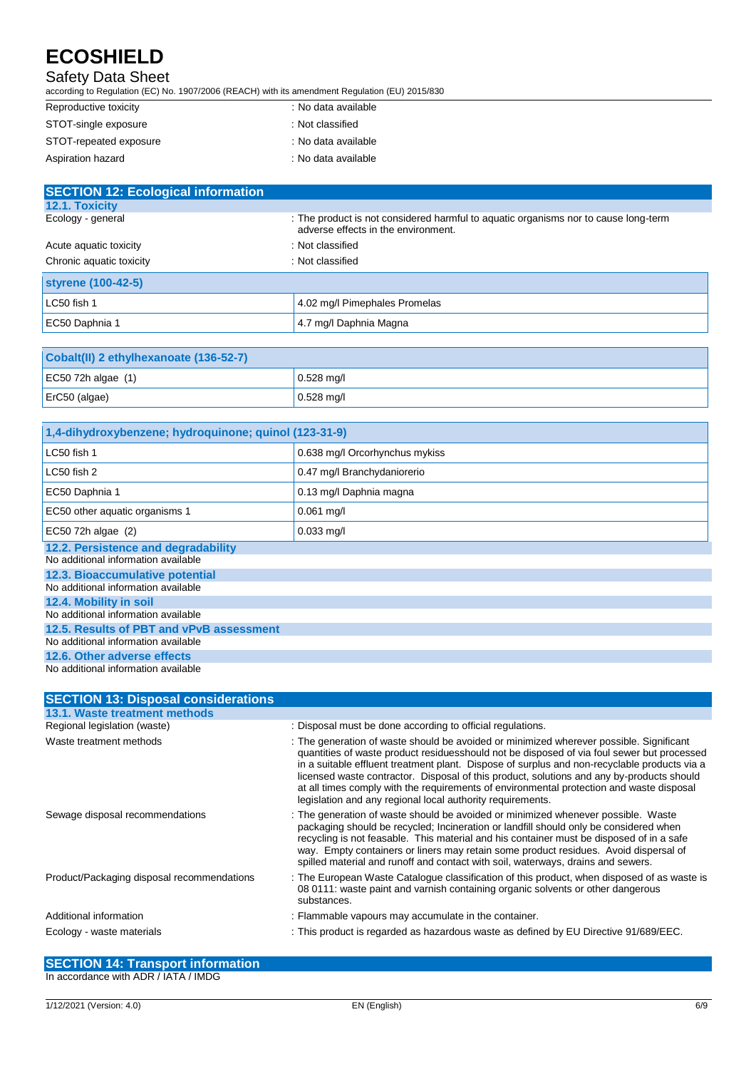| | |
|---|---|
| Reproductive toxicity | : No data available |
| STOT-single exposure | : Not classified |
| STOT-repeated exposure | : No data available |
| Aspiration hazard | : No data available |

## SECTION 12: Ecological information

### 12.1. Toxicity

| | |
|---|---|
| Ecology - general | : The product is not considered harmful to aquatic organisms nor to cause long-term adverse effects in the environment. |
| Acute aquatic toxicity | : Not classified |
| Chronic aquatic toxicity | : Not classified |

| styrene (100-42-5) | |
|---|---|
| LC50 fish 1 | 4.02 mg/l Pimephales Promelas |
| EC50 Daphnia 1 | 4.7 mg/l Daphnia Magna |

| Cobalt(II) 2 ethylhexanoate (136-52-7) | |
|---|---|
| EC50 72h algae (1) | 0.528 mg/l |
| ErC50 (algae) | 0.528 mg/l |

| 1,4-dihydroxybenzene; hydroquinone; quinol (123-31-9) | |
|---|---|
| LC50 fish 1 | 0.638 mg/l Orcorhynchus mykiss |
| LC50 fish 2 | 0.47 mg/l Branchydaniorerio |
| EC50 Daphnia 1 | 0.13 mg/l Daphnia magna |
| EC50 other aquatic organisms 1 | 0.061 mg/l |
| EC50 72h algae (2) | 0.033 mg/l |

### 12.2. Persistence and degradability

No additional information available

### 12.3. Bioaccumulative potential

No additional information available

### 12.4. Mobility in soil

No additional information available

### 12.5. Results of PBT and vPvB assessment

No additional information available

### 12.6. Other adverse effects

No additional information available

## SECTION 13: Disposal considerations

### 13.1. Waste treatment methods

| | |
|---|---|
| Regional legislation (waste) | : Disposal must be done according to official regulations. |
| Waste treatment methods | : The generation of waste should be avoided or minimized wherever possible. Significant quantities of waste product residuesshould not be disposed of via foul sewer but processed in a suitable effluent treatment plant. Dispose of surplus and non-recyclable products via a licensed waste contractor. Disposal of this product, solutions and any by-products should at all times comply with the requirements of environmental protection and waste disposal legislation and any regional local authority requirements. |
| Sewage disposal recommendations | : The generation of waste should be avoided or minimized whenever possible. Waste packaging should be recycled; Incineration or landfill should only be considered when recycling is not feasable. This material and his container must be disposed of in a safe way. Empty containers or liners may retain some product residues. Avoid dispersal of spilled material and runoff and contact with soil, waterways, drains and sewers. |
| Product/Packaging disposal recommendations | : The European Waste Catalogue classification of this product, when disposed of as waste is 08 0111: waste paint and varnish containing organic solvents or other dangerous substances. |
| Additional information | : Flammable vapours may accumulate in the container. |
| Ecology - waste materials | : This product is regarded as hazardous waste as defined by EU Directive 91/689/EEC. |

## SECTION 14: Transport information

In accordance with ADR / IATA / IMDG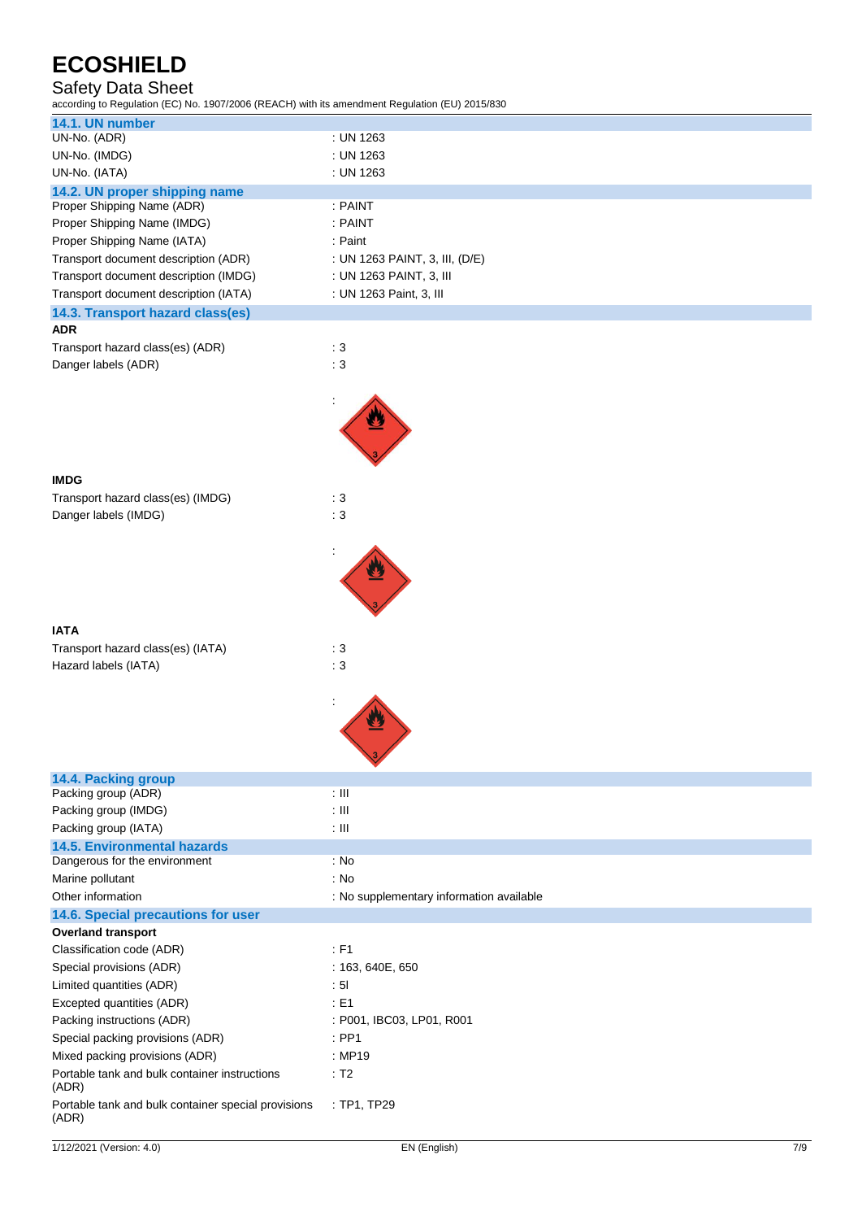### 14.1. UN number

| | |
|---|---|
| UN-No. (ADR) | : UN 1263 |
| UN-No. (IMDG) | : UN 1263 |
| UN-No. (IATA) | : UN 1263 |

### 14.2. UN proper shipping name

| | |
|---|---|
| Proper Shipping Name (ADR) | : PAINT |
| Proper Shipping Name (IMDG) | : PAINT |
| Proper Shipping Name (IATA) | : Paint |
| Transport document description (ADR) | : UN 1263 PAINT, 3, III, (D/E) |
| Transport document description (IMDG) | : UN 1263 PAINT, 3, III |
| Transport document description (IATA) | : UN 1263 Paint, 3, III |

### 14.3. Transport hazard class(es)

**ADR**

| | |
|---|---|
| Transport hazard class(es) (ADR) | : 3 |
| Danger labels (ADR) | : 3 |

**IMDG**

| | |
|---|---|
| Transport hazard class(es) (IMDG) | : 3 |
| Danger labels (IMDG) | : 3 |

**IATA**

| | |
|---|---|
| Transport hazard class(es) (IATA) | : 3 |
| Hazard labels (IATA) | : 3 |

### 14.4. Packing group

| | |
|---|---|
| Packing group (ADR) | : III |
| Packing group (IMDG) | : III |
| Packing group (IATA) | : III |

### 14.5. Environmental hazards

| | |
|---|---|
| Dangerous for the environment | : No |
| Marine pollutant | : No |
| Other information | : No supplementary information available |

### 14.6. Special precautions for user

**Overland transport**

| | |
|---|---|
| Classification code (ADR) | : F1 |
| Special provisions (ADR) | : 163, 640E, 650 |
| Limited quantities (ADR) | : 5l |
| Excepted quantities (ADR) | : E1 |
| Packing instructions (ADR) | : P001, IBC03, LP01, R001 |
| Special packing provisions (ADR) | : PP1 |
| Mixed packing provisions (ADR) | : MP19 |
| Portable tank and bulk container instructions (ADR) | : T2 |
| Portable tank and bulk container special provisions (ADR) | : TP1, TP29 |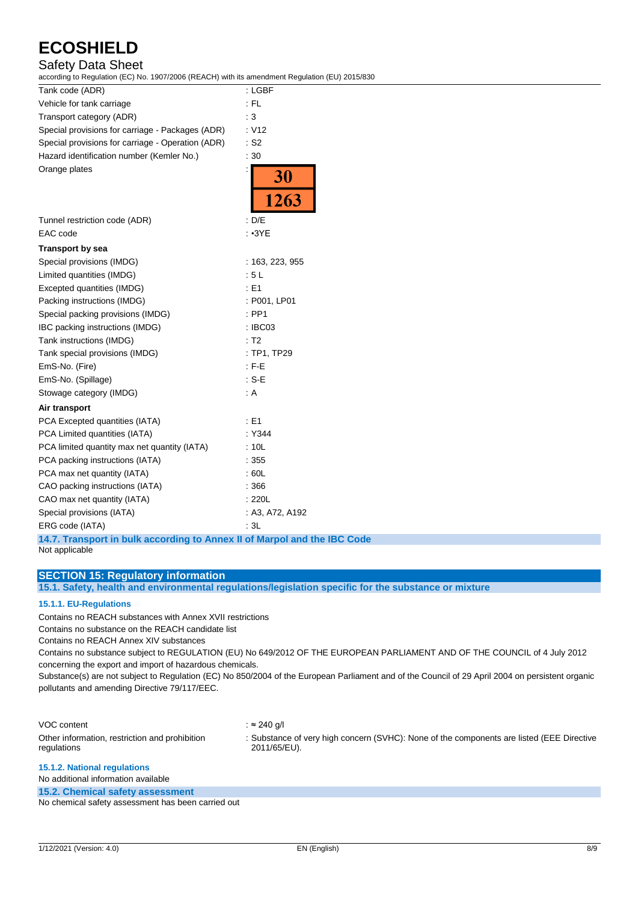| | |
|---|---|
| Tank code (ADR) | : LGBF |
| Vehicle for tank carriage | : FL |
| Transport category (ADR) | : 3 |
| Special provisions for carriage - Packages (ADR) | : V12 |
| Special provisions for carriage - Operation (ADR) | : S2 |
| Hazard identification number (Kemler No.) | : 30 |
| Orange plates | : 30 / 1263 |
| Tunnel restriction code (ADR) | : D/E |
| EAC code | : •3YE |

**Transport by sea**

| | |
|---|---|
| Special provisions (IMDG) | : 163, 223, 955 |
| Limited quantities (IMDG) | : 5 L |
| Excepted quantities (IMDG) | : E1 |
| Packing instructions (IMDG) | : P001, LP01 |
| Special packing provisions (IMDG) | : PP1 |
| IBC packing instructions (IMDG) | : IBC03 |
| Tank instructions (IMDG) | : T2 |
| Tank special provisions (IMDG) | : TP1, TP29 |
| EmS-No. (Fire) | : F-E |
| EmS-No. (Spillage) | : S-E |
| Stowage category (IMDG) | : A |

**Air transport**

| | |
|---|---|
| PCA Excepted quantities (IATA) | : E1 |
| PCA Limited quantities (IATA) | : Y344 |
| PCA limited quantity max net quantity (IATA) | : 10L |
| PCA packing instructions (IATA) | : 355 |
| PCA max net quantity (IATA) | : 60L |
| CAO packing instructions (IATA) | : 366 |
| CAO max net quantity (IATA) | : 220L |
| Special provisions (IATA) | : A3, A72, A192 |
| ERG code (IATA) | : 3L |

### 14.7. Transport in bulk according to Annex II of Marpol and the IBC Code

Not applicable

## SECTION 15: Regulatory information

### 15.1. Safety, health and environmental regulations/legislation specific for the substance or mixture

#### 15.1.1. EU-Regulations

Contains no REACH substances with Annex XVII restrictions

Contains no substance on the REACH candidate list

Contains no REACH Annex XIV substances

Contains no substance subject to REGULATION (EU) No 649/2012 OF THE EUROPEAN PARLIAMENT AND OF THE COUNCIL of 4 July 2012 concerning the export and import of hazardous chemicals.

Substance(s) are not subject to Regulation (EC) No 850/2004 of the European Parliament and of the Council of 29 April 2004 on persistent organic pollutants and amending Directive 79/117/EEC.

| | |
|---|---|
| VOC content | : ≈ 240 g/l |
| Other information, restriction and prohibition regulations | : Substance of very high concern (SVHC): None of the components are listed (EEE Directive 2011/65/EU). |

#### 15.1.2. National regulations

No additional information available

### 15.2. Chemical safety assessment

No chemical safety assessment has been carried out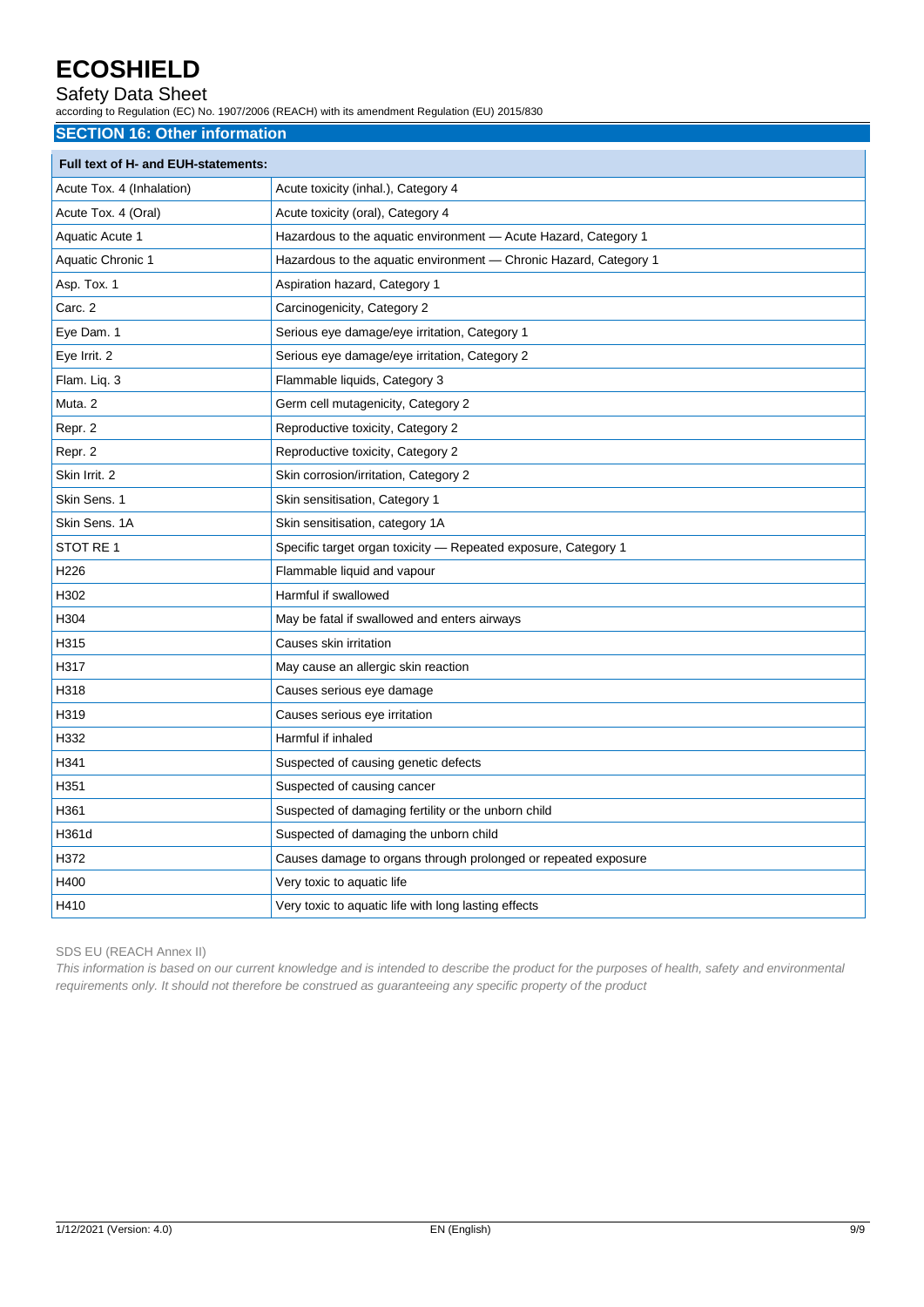## SECTION 16: Other information

| Full text of H- and EUH-statements: | |
|---|---|
| Acute Tox. 4 (Inhalation) | Acute toxicity (inhal.), Category 4 |
| Acute Tox. 4 (Oral) | Acute toxicity (oral), Category 4 |
| Aquatic Acute 1 | Hazardous to the aquatic environment — Acute Hazard, Category 1 |
| Aquatic Chronic 1 | Hazardous to the aquatic environment — Chronic Hazard, Category 1 |
| Asp. Tox. 1 | Aspiration hazard, Category 1 |
| Carc. 2 | Carcinogenicity, Category 2 |
| Eye Dam. 1 | Serious eye damage/eye irritation, Category 1 |
| Eye Irrit. 2 | Serious eye damage/eye irritation, Category 2 |
| Flam. Liq. 3 | Flammable liquids, Category 3 |
| Muta. 2 | Germ cell mutagenicity, Category 2 |
| Repr. 2 | Reproductive toxicity, Category 2 |
| Repr. 2 | Reproductive toxicity, Category 2 |
| Skin Irrit. 2 | Skin corrosion/irritation, Category 2 |
| Skin Sens. 1 | Skin sensitisation, Category 1 |
| Skin Sens. 1A | Skin sensitisation, category 1A |
| STOT RE 1 | Specific target organ toxicity — Repeated exposure, Category 1 |
| H226 | Flammable liquid and vapour |
| H302 | Harmful if swallowed |
| H304 | May be fatal if swallowed and enters airways |
| H315 | Causes skin irritation |
| H317 | May cause an allergic skin reaction |
| H318 | Causes serious eye damage |
| H319 | Causes serious eye irritation |
| H332 | Harmful if inhaled |
| H341 | Suspected of causing genetic defects |
| H351 | Suspected of causing cancer |
| H361 | Suspected of damaging fertility or the unborn child |
| H361d | Suspected of damaging the unborn child |
| H372 | Causes damage to organs through prolonged or repeated exposure |
| H400 | Very toxic to aquatic life |
| H410 | Very toxic to aquatic life with long lasting effects |

SDS EU (REACH Annex II)

*This information is based on our current knowledge and is intended to describe the product for the purposes of health, safety and environmental requirements only. It should not therefore be construed as guaranteeing any specific property of the product*